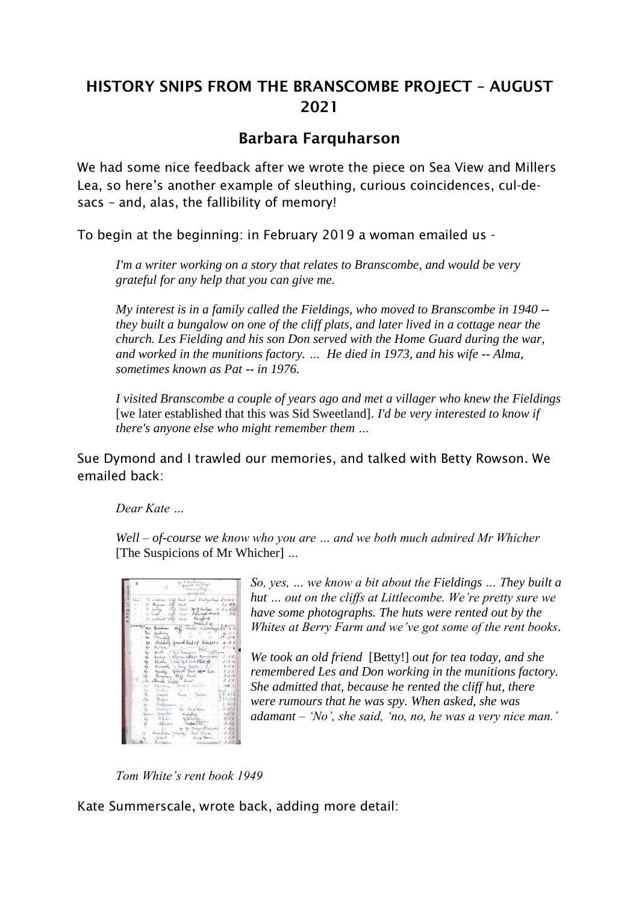# HISTORY SNIPS FROM THE BRANSCOMBE PROJECT – AUGUST 2021

## Barbara Farquharson

We had some nice feedback after we wrote the piece on Sea View and Millers Lea, so here's another example of sleuthing, curious coincidences, cul-de-sacs – and, alas, the fallibility of memory!

To begin at the beginning: in February 2019 a woman emailed us -

> *I'm a writer working on a story that relates to Branscombe, and would be very grateful for any help that you can give me.*
>
> *My interest is in a family called the Fieldings, who moved to Branscombe in 1940 -- they built a bungalow on one of the cliff plats, and later lived in a cottage near the church. Les Fielding and his son Don served with the Home Guard during the war, and worked in the munitions factory. … He died in 1973, and his wife -- Alma, sometimes known as Pat -- in 1976.*
>
> *I visited Branscombe a couple of years ago and met a villager who knew the Fieldings* [we later established that this was Sid Sweetland]. *I'd be very interested to know if there's anyone else who might remember them …*

Sue Dymond and I trawled our memories, and talked with Betty Rowson. We emailed back:

> *Dear Kate …*
>
> *Well – of-course we know who you are … and we both much admired Mr Whicher* [The Suspicions of Mr Whicher] …
>
> *So, yes, … we know a bit about the Fieldings … They built a hut … out on the cliffs at Littlecombe. We're pretty sure we have some photographs. The huts were rented out by the Whites at Berry Farm and we've got some of the rent books.*
>
> *We took an old friend* [Betty!] *out for tea today, and she remembered Les and Don working in the munitions factory. She admitted that, because he rented the cliff hut, there were rumours that he was spy. When asked, she was adamant – 'No', she said, 'no, no, he was a very nice man.'*

*Tom White's rent book 1949*

Kate Summerscale, wrote back, adding more detail: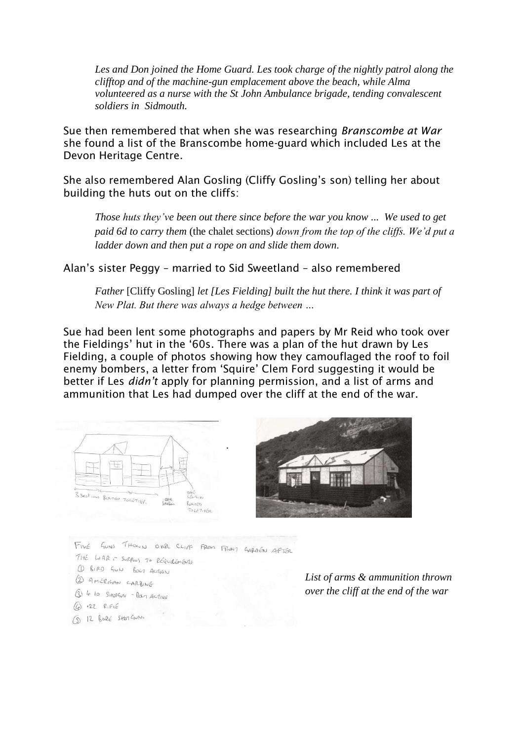*Les and Don joined the Home Guard. Les took charge of the nightly patrol along the clifftop and of the machine-gun emplacement above the beach, while Alma volunteered as a nurse with the St John Ambulance brigade, tending convalescent soldiers in Sidmouth.*

Sue then remembered that when she was researching *Branscombe at War* she found a list of the Branscombe home-guard which included Les at the Devon Heritage Centre.

She also remembered Alan Gosling (Cliffy Gosling's son) telling her about building the huts out on the cliffs:

> *Those huts they've been out there since before the war you know ... We used to get paid 6d to carry them* (the chalet sections) *down from the top of the cliffs. We'd put a ladder down and then put a rope on and slide them down.*

Alan's sister Peggy – married to Sid Sweetland – also remembered

> *Father* [Cliffy Gosling] *let [Les Fielding] built the hut there. I think it was part of New Plat. But there was always a hedge between …*

Sue had been lent some photographs and papers by Mr Reid who took over the Fieldings' hut in the '60s. There was a plan of the hut drawn by Les Fielding, a couple of photos showing how they camouflaged the roof to foil enemy bombers, a letter from 'Squire' Clem Ford suggesting it would be better if Les *didn't* apply for planning permission, and a list of arms and ammunition that Les had dumped over the cliff at the end of the war.

3 SECTIONS BOLTED TOGETHER — ONE SECTION — ONE SECTION BOLTED TOGETHER

FIVE GUNS THROWN OVER CLIFF FROM FRONT GARDEN AFTER THE WAR – SURPLUS TO REQUIREMENTS
1. BIRD GUN BOLT ACTION
2. AMERICAN CARBINE
3. 4 10 SHOTGUN – BOLT ACTION
4. ·22 RIFLE
5. 12 BORE SHOTGUN.

*List of arms & ammunition thrown over the cliff at the end of the war*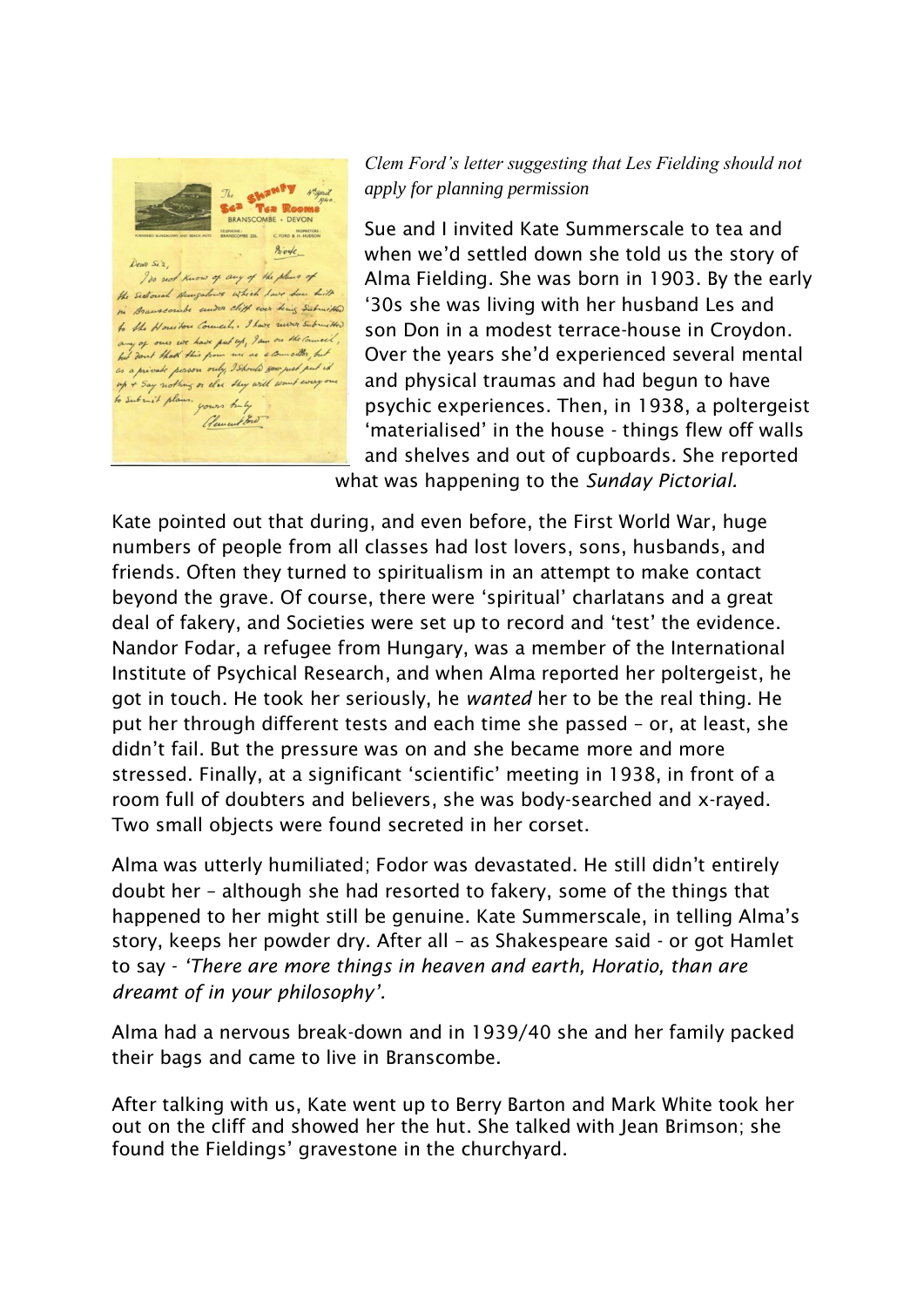*Clem Ford's letter suggesting that Les Fielding should not apply for planning permission*

Sue and I invited Kate Summerscale to tea and when we'd settled down she told us the story of Alma Fielding. She was born in 1903. By the early '30s she was living with her husband Les and son Don in a modest terrace-house in Croydon. Over the years she'd experienced several mental and physical traumas and had begun to have psychic experiences. Then, in 1938, a poltergeist 'materialised' in the house - things flew off walls and shelves and out of cupboards. She reported what was happening to the *Sunday Pictorial.*

Kate pointed out that during, and even before, the First World War, huge numbers of people from all classes had lost lovers, sons, husbands, and friends. Often they turned to spiritualism in an attempt to make contact beyond the grave. Of course, there were 'spiritual' charlatans and a great deal of fakery, and Societies were set up to record and 'test' the evidence. Nandor Fodar, a refugee from Hungary, was a member of the International Institute of Psychical Research, and when Alma reported her poltergeist, he got in touch. He took her seriously, he *wanted* her to be the real thing. He put her through different tests and each time she passed – or, at least, she didn't fail. But the pressure was on and she became more and more stressed. Finally, at a significant 'scientific' meeting in 1938, in front of a room full of doubters and believers, she was body-searched and x-rayed. Two small objects were found secreted in her corset.

Alma was utterly humiliated; Fodor was devastated. He still didn't entirely doubt her – although she had resorted to fakery, some of the things that happened to her might still be genuine. Kate Summerscale, in telling Alma's story, keeps her powder dry. After all – as Shakespeare said - or got Hamlet to say - *'There are more things in heaven and earth, Horatio, than are dreamt of in your philosophy'.*

Alma had a nervous break-down and in 1939/40 she and her family packed their bags and came to live in Branscombe.

After talking with us, Kate went up to Berry Barton and Mark White took her out on the cliff and showed her the hut. She talked with Jean Brimson; she found the Fieldings' gravestone in the churchyard.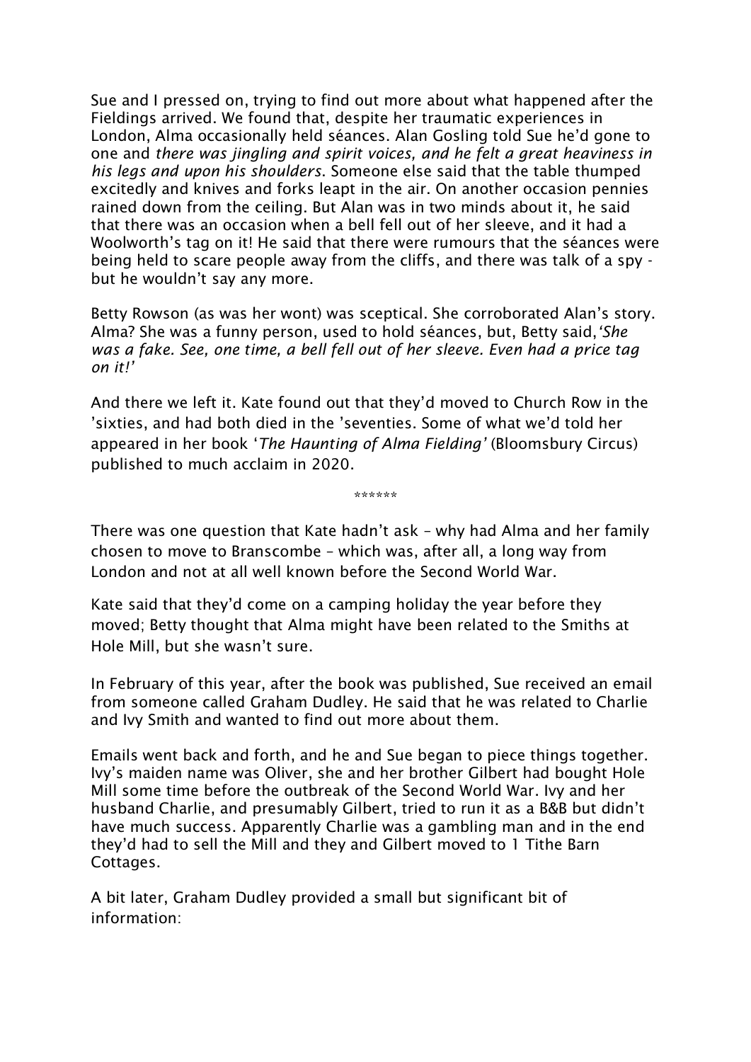Sue and I pressed on, trying to find out more about what happened after the Fieldings arrived. We found that, despite her traumatic experiences in London, Alma occasionally held séances. Alan Gosling told Sue he'd gone to one and *there was jingling and spirit voices, and he felt a great heaviness in his legs and upon his shoulders*. Someone else said that the table thumped excitedly and knives and forks leapt in the air. On another occasion pennies rained down from the ceiling. But Alan was in two minds about it, he said that there was an occasion when a bell fell out of her sleeve, and it had a Woolworth's tag on it! He said that there were rumours that the séances were being held to scare people away from the cliffs, and there was talk of a spy - but he wouldn't say any more.

Betty Rowson (as was her wont) was sceptical. She corroborated Alan's story. Alma? She was a funny person, used to hold séances, but, Betty said,*'She was a fake. See, one time, a bell fell out of her sleeve. Even had a price tag on it!'*

And there we left it. Kate found out that they'd moved to Church Row in the 'sixties, and had both died in the 'seventies. Some of what we'd told her appeared in her book '*The Haunting of Alma Fielding'* (Bloomsbury Circus) published to much acclaim in 2020.

******

There was one question that Kate hadn't ask – why had Alma and her family chosen to move to Branscombe – which was, after all, a long way from London and not at all well known before the Second World War.

Kate said that they'd come on a camping holiday the year before they moved; Betty thought that Alma might have been related to the Smiths at Hole Mill, but she wasn't sure.

In February of this year, after the book was published, Sue received an email from someone called Graham Dudley. He said that he was related to Charlie and Ivy Smith and wanted to find out more about them.

Emails went back and forth, and he and Sue began to piece things together. Ivy's maiden name was Oliver, she and her brother Gilbert had bought Hole Mill some time before the outbreak of the Second World War. Ivy and her husband Charlie, and presumably Gilbert, tried to run it as a B&B but didn't have much success. Apparently Charlie was a gambling man and in the end they'd had to sell the Mill and they and Gilbert moved to 1 Tithe Barn Cottages.

A bit later, Graham Dudley provided a small but significant bit of information: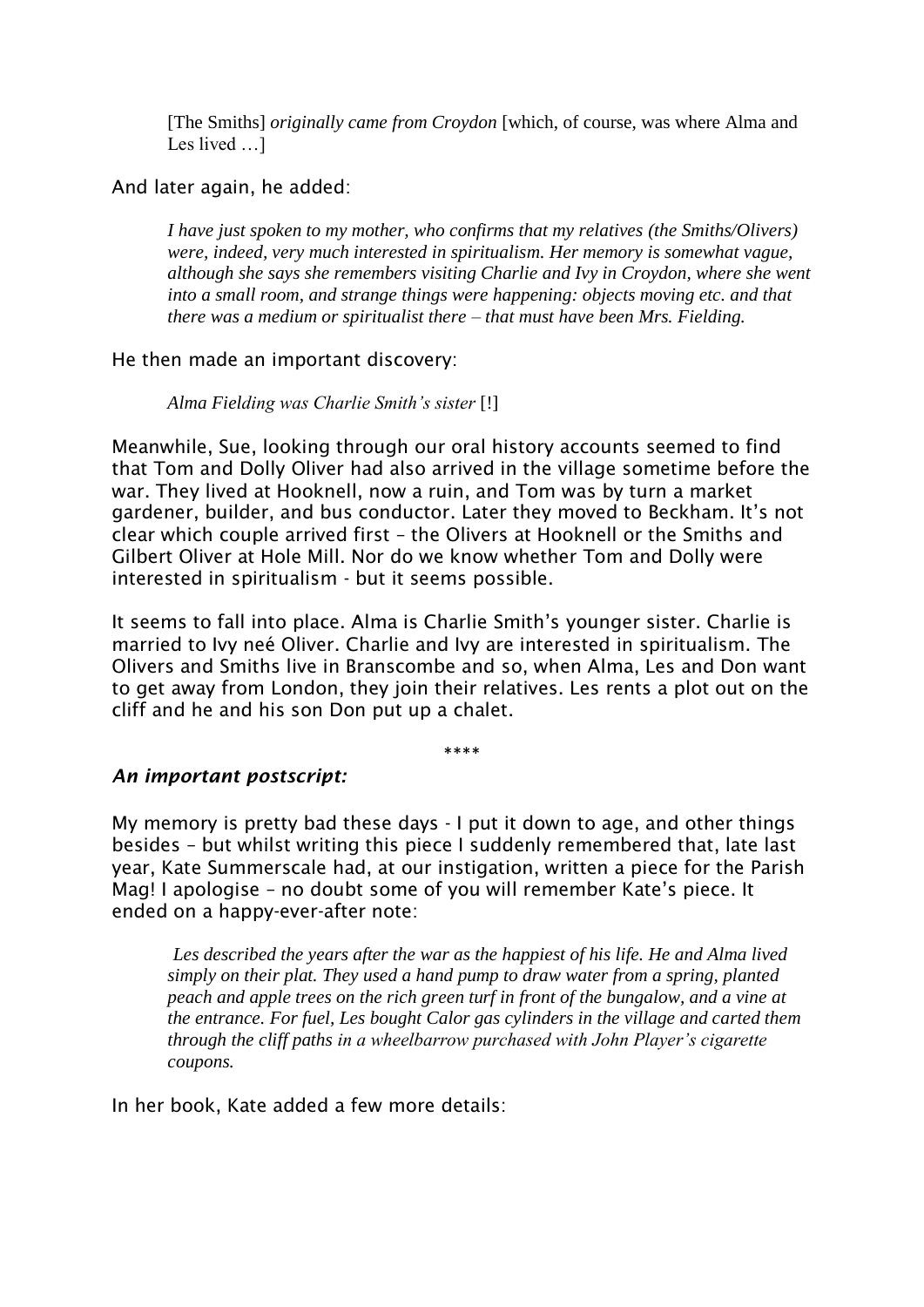> [The Smiths] *originally came from Croydon* [which, of course, was where Alma and Les lived …]

And later again, he added:

> *I have just spoken to my mother, who confirms that my relatives (the Smiths/Olivers) were, indeed, very much interested in spiritualism. Her memory is somewhat vague, although she says she remembers visiting Charlie and Ivy in Croydon, where she went into a small room, and strange things were happening: objects moving etc. and that there was a medium or spiritualist there – that must have been Mrs. Fielding.*

He then made an important discovery:

> *Alma Fielding was Charlie Smith's sister* [!]

Meanwhile, Sue, looking through our oral history accounts seemed to find that Tom and Dolly Oliver had also arrived in the village sometime before the war. They lived at Hooknell, now a ruin, and Tom was by turn a market gardener, builder, and bus conductor. Later they moved to Beckham. It's not clear which couple arrived first – the Olivers at Hooknell or the Smiths and Gilbert Oliver at Hole Mill. Nor do we know whether Tom and Dolly were interested in spiritualism - but it seems possible.

It seems to fall into place. Alma is Charlie Smith's younger sister. Charlie is married to Ivy neé Oliver. Charlie and Ivy are interested in spiritualism. The Olivers and Smiths live in Branscombe and so, when Alma, Les and Don want to get away from London, they join their relatives. Les rents a plot out on the cliff and he and his son Don put up a chalet.

\*\*\*\*

***An important postscript:***

My memory is pretty bad these days - I put it down to age, and other things besides – but whilst writing this piece I suddenly remembered that, late last year, Kate Summerscale had, at our instigation, written a piece for the Parish Mag! I apologise – no doubt some of you will remember Kate's piece. It ended on a happy-ever-after note:

> *Les described the years after the war as the happiest of his life. He and Alma lived simply on their plat. They used a hand pump to draw water from a spring, planted peach and apple trees on the rich green turf in front of the bungalow, and a vine at the entrance. For fuel, Les bought Calor gas cylinders in the village and carted them through the cliff paths in a wheelbarrow purchased with John Player's cigarette coupons.*

In her book, Kate added a few more details: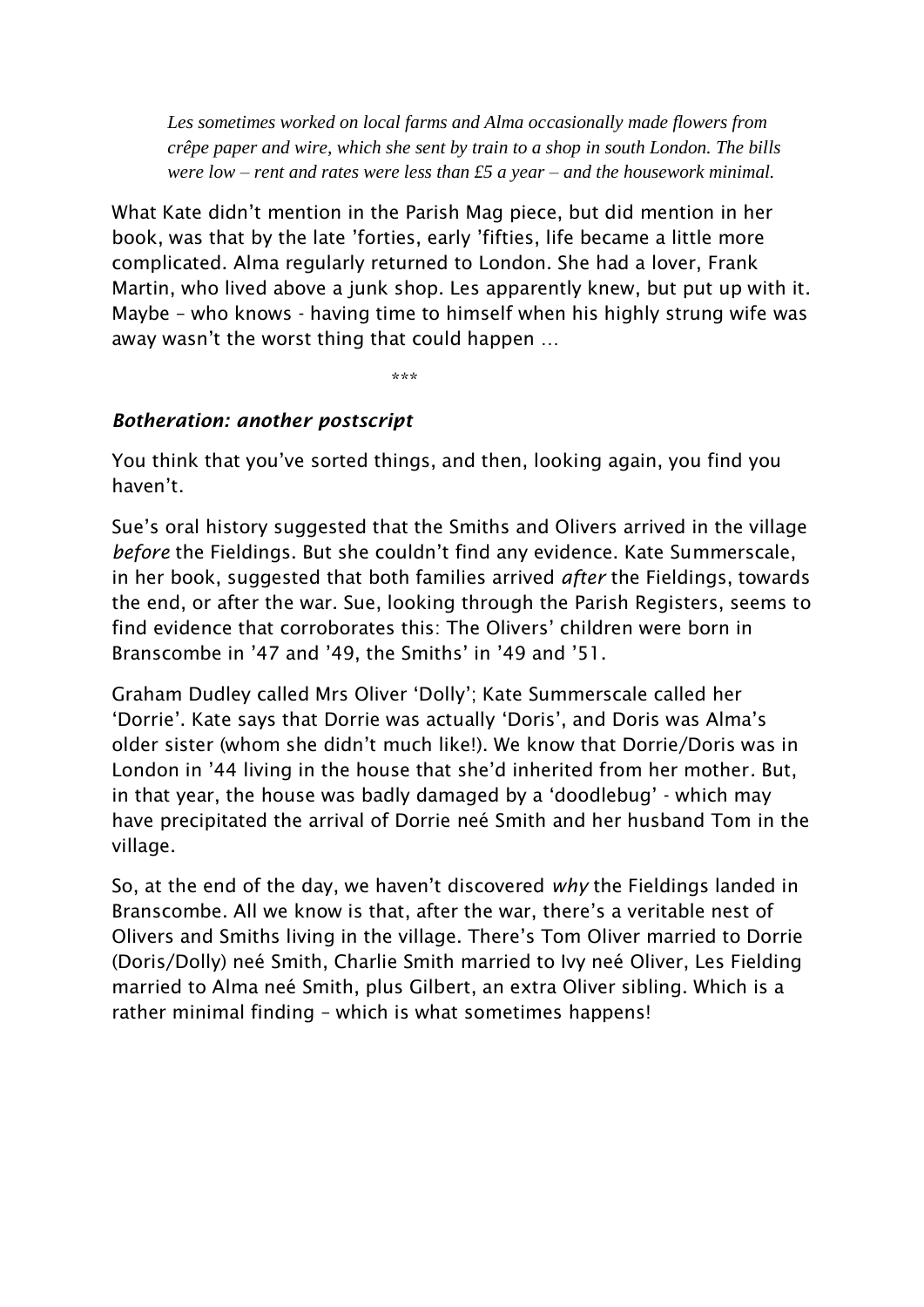*Les sometimes worked on local farms and Alma occasionally made flowers from crêpe paper and wire, which she sent by train to a shop in south London. The bills were low – rent and rates were less than £5 a year – and the housework minimal.*

What Kate didn't mention in the Parish Mag piece, but did mention in her book, was that by the late 'forties, early 'fifties, life became a little more complicated. Alma regularly returned to London. She had a lover, Frank Martin, who lived above a junk shop. Les apparently knew, but put up with it. Maybe – who knows - having time to himself when his highly strung wife was away wasn't the worst thing that could happen …

\*\*\*

### *Botheration: another postscript*

You think that you've sorted things, and then, looking again, you find you haven't.

Sue's oral history suggested that the Smiths and Olivers arrived in the village *before* the Fieldings. But she couldn't find any evidence. Kate Summerscale, in her book, suggested that both families arrived *after* the Fieldings, towards the end, or after the war. Sue, looking through the Parish Registers, seems to find evidence that corroborates this: The Olivers' children were born in Branscombe in '47 and '49, the Smiths' in '49 and '51.

Graham Dudley called Mrs Oliver 'Dolly'; Kate Summerscale called her 'Dorrie'. Kate says that Dorrie was actually 'Doris', and Doris was Alma's older sister (whom she didn't much like!). We know that Dorrie/Doris was in London in '44 living in the house that she'd inherited from her mother. But, in that year, the house was badly damaged by a 'doodlebug' - which may have precipitated the arrival of Dorrie neé Smith and her husband Tom in the village.

So, at the end of the day, we haven't discovered *why* the Fieldings landed in Branscombe. All we know is that, after the war, there's a veritable nest of Olivers and Smiths living in the village. There's Tom Oliver married to Dorrie (Doris/Dolly) neé Smith, Charlie Smith married to Ivy neé Oliver, Les Fielding married to Alma neé Smith, plus Gilbert, an extra Oliver sibling. Which is a rather minimal finding – which is what sometimes happens!